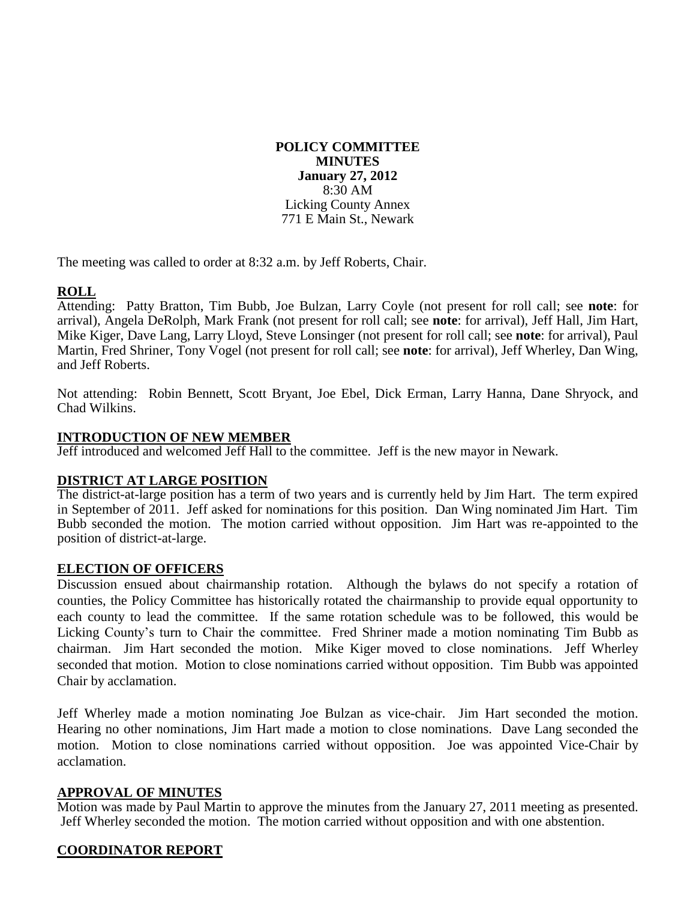**POLICY COMMITTEE**
**MINUTES**
**January 27, 2012**
8:30 AM
Licking County Annex
771 E Main St., Newark

The meeting was called to order at 8:32 a.m. by Jeff Roberts, Chair.

## ROLL

Attending: Patty Bratton, Tim Bubb, Joe Bulzan, Larry Coyle (not present for roll call; see **note**: for arrival), Angela DeRolph, Mark Frank (not present for roll call; see **note**: for arrival), Jeff Hall, Jim Hart, Mike Kiger, Dave Lang, Larry Lloyd, Steve Lonsinger (not present for roll call; see **note**: for arrival), Paul Martin, Fred Shriner, Tony Vogel (not present for roll call; see **note**: for arrival), Jeff Wherley, Dan Wing, and Jeff Roberts.

Not attending: Robin Bennett, Scott Bryant, Joe Ebel, Dick Erman, Larry Hanna, Dane Shryock, and Chad Wilkins.

## INTRODUCTION OF NEW MEMBER

Jeff introduced and welcomed Jeff Hall to the committee. Jeff is the new mayor in Newark.

## DISTRICT AT LARGE POSITION

The district-at-large position has a term of two years and is currently held by Jim Hart. The term expired in September of 2011. Jeff asked for nominations for this position. Dan Wing nominated Jim Hart. Tim Bubb seconded the motion. The motion carried without opposition. Jim Hart was re-appointed to the position of district-at-large.

## ELECTION OF OFFICERS

Discussion ensued about chairmanship rotation. Although the bylaws do not specify a rotation of counties, the Policy Committee has historically rotated the chairmanship to provide equal opportunity to each county to lead the committee. If the same rotation schedule was to be followed, this would be Licking County's turn to Chair the committee. Fred Shriner made a motion nominating Tim Bubb as chairman. Jim Hart seconded the motion. Mike Kiger moved to close nominations. Jeff Wherley seconded that motion. Motion to close nominations carried without opposition. Tim Bubb was appointed Chair by acclamation.

Jeff Wherley made a motion nominating Joe Bulzan as vice-chair. Jim Hart seconded the motion. Hearing no other nominations, Jim Hart made a motion to close nominations. Dave Lang seconded the motion. Motion to close nominations carried without opposition. Joe was appointed Vice-Chair by acclamation.

## APPROVAL OF MINUTES

Motion was made by Paul Martin to approve the minutes from the January 27, 2011 meeting as presented. Jeff Wherley seconded the motion. The motion carried without opposition and with one abstention.

## COORDINATOR REPORT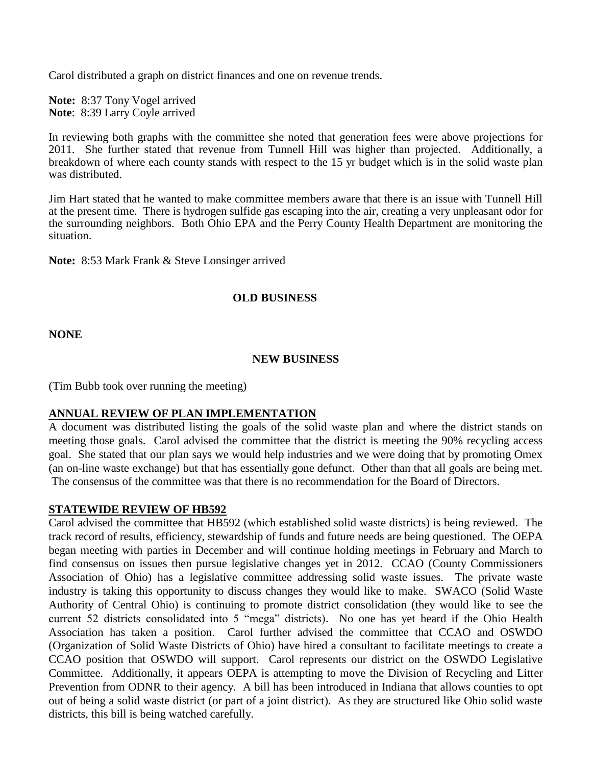Carol distributed a graph on district finances and one on revenue trends.

**Note:** 8:37 Tony Vogel arrived
**Note**: 8:39 Larry Coyle arrived

In reviewing both graphs with the committee she noted that generation fees were above projections for 2011. She further stated that revenue from Tunnell Hill was higher than projected. Additionally, a breakdown of where each county stands with respect to the 15 yr budget which is in the solid waste plan was distributed.

Jim Hart stated that he wanted to make committee members aware that there is an issue with Tunnell Hill at the present time. There is hydrogen sulfide gas escaping into the air, creating a very unpleasant odor for the surrounding neighbors. Both Ohio EPA and the Perry County Health Department are monitoring the situation.

**Note:** 8:53 Mark Frank & Steve Lonsinger arrived

**OLD BUSINESS**

**NONE**

**NEW BUSINESS**

(Tim Bubb took over running the meeting)

**ANNUAL REVIEW OF PLAN IMPLEMENTATION**

A document was distributed listing the goals of the solid waste plan and where the district stands on meeting those goals. Carol advised the committee that the district is meeting the 90% recycling access goal. She stated that our plan says we would help industries and we were doing that by promoting Omex (an on-line waste exchange) but that has essentially gone defunct. Other than that all goals are being met. The consensus of the committee was that there is no recommendation for the Board of Directors.

**STATEWIDE REVIEW OF HB592**

Carol advised the committee that HB592 (which established solid waste districts) is being reviewed. The track record of results, efficiency, stewardship of funds and future needs are being questioned. The OEPA began meeting with parties in December and will continue holding meetings in February and March to find consensus on issues then pursue legislative changes yet in 2012. CCAO (County Commissioners Association of Ohio) has a legislative committee addressing solid waste issues. The private waste industry is taking this opportunity to discuss changes they would like to make. SWACO (Solid Waste Authority of Central Ohio) is continuing to promote district consolidation (they would like to see the current 52 districts consolidated into 5 "mega" districts). No one has yet heard if the Ohio Health Association has taken a position. Carol further advised the committee that CCAO and OSWDO (Organization of Solid Waste Districts of Ohio) have hired a consultant to facilitate meetings to create a CCAO position that OSWDO will support. Carol represents our district on the OSWDO Legislative Committee. Additionally, it appears OEPA is attempting to move the Division of Recycling and Litter Prevention from ODNR to their agency. A bill has been introduced in Indiana that allows counties to opt out of being a solid waste district (or part of a joint district). As they are structured like Ohio solid waste districts, this bill is being watched carefully.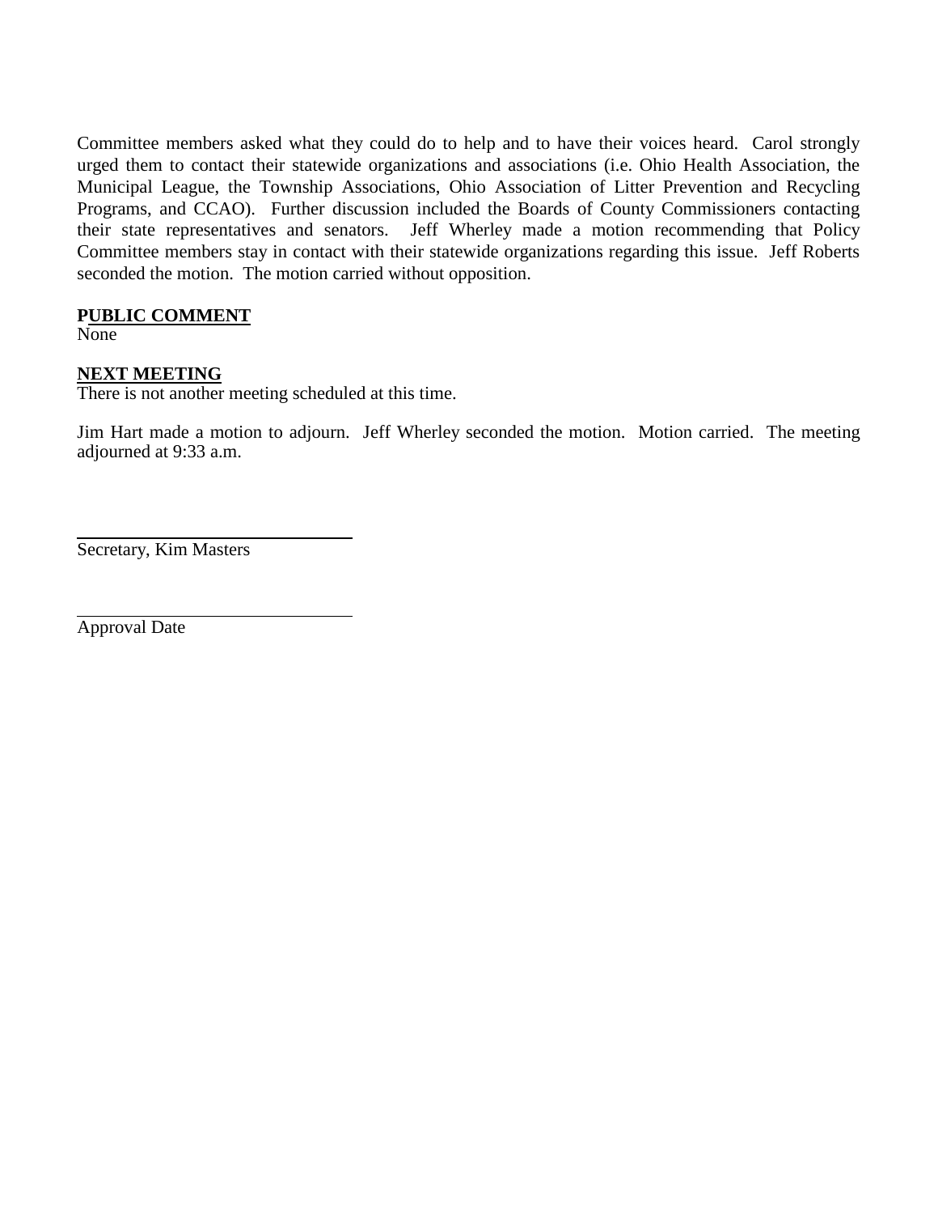Committee members asked what they could do to help and to have their voices heard. Carol strongly urged them to contact their statewide organizations and associations (i.e. Ohio Health Association, the Municipal League, the Township Associations, Ohio Association of Litter Prevention and Recycling Programs, and CCAO). Further discussion included the Boards of County Commissioners contacting their state representatives and senators. Jeff Wherley made a motion recommending that Policy Committee members stay in contact with their statewide organizations regarding this issue. Jeff Roberts seconded the motion. The motion carried without opposition.

**PUBLIC COMMENT**

None

**NEXT MEETING**

There is not another meeting scheduled at this time.

Jim Hart made a motion to adjourn. Jeff Wherley seconded the motion. Motion carried. The meeting adjourned at 9:33 a.m.

\_\_\_\_\_\_\_\_\_\_\_\_\_\_\_\_\_\_\_\_\_\_\_\_\_\_\_\_\_\_

Secretary, Kim Masters

\_\_\_\_\_\_\_\_\_\_\_\_\_\_\_\_\_\_\_\_\_\_\_\_\_\_\_\_\_\_

Approval Date